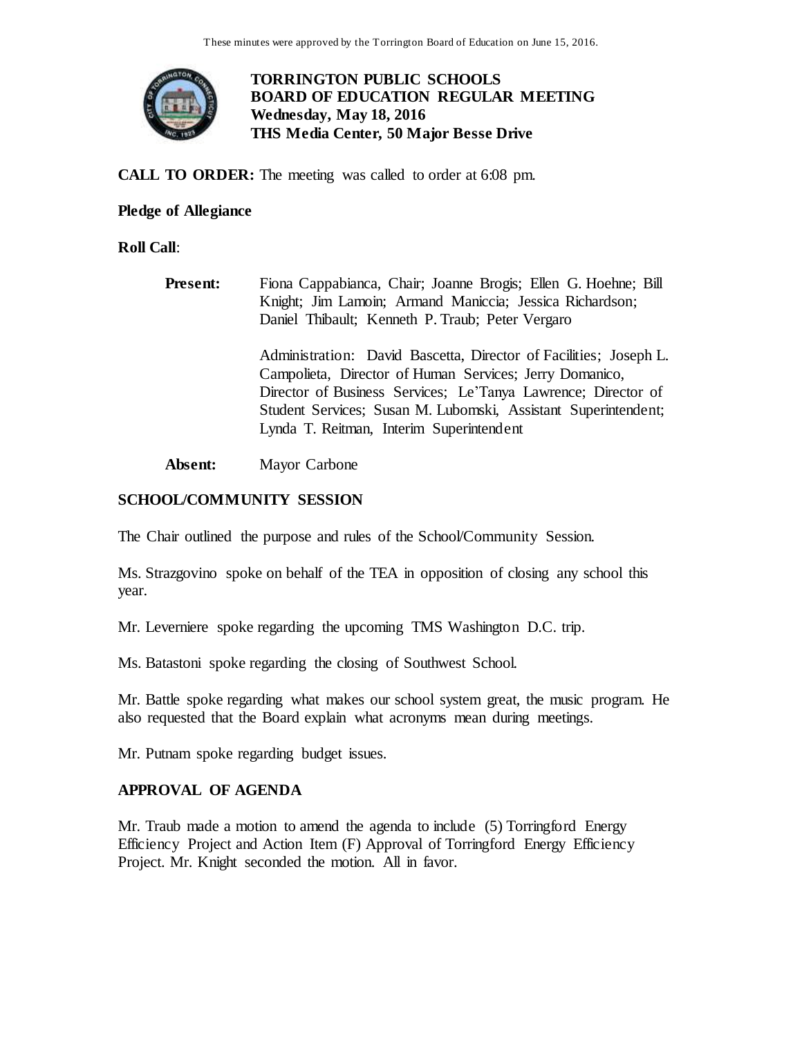These minutes were approved by the Torrington Board of Education on June 15, 2016.

**TORRINGTON PUBLIC SCHOOLS**
**BOARD OF EDUCATION REGULAR MEETING**
**Wednesday, May 18, 2016**
**THS Media Center, 50 Major Besse Drive**

**CALL TO ORDER:** The meeting was called to order at 6:08 pm.

**Pledge of Allegiance**

**Roll Call**:

**Present:** Fiona Cappabianca, Chair; Joanne Brogis; Ellen G. Hoehne; Bill Knight; Jim Lamoin; Armand Maniccia; Jessica Richardson; Daniel Thibault; Kenneth P. Traub; Peter Vergaro

Administration: David Bascetta, Director of Facilities; Joseph L. Campolieta, Director of Human Services; Jerry Domanico, Director of Business Services; Le'Tanya Lawrence; Director of Student Services; Susan M. Lubomski, Assistant Superintendent; Lynda T. Reitman, Interim Superintendent

**Absent:** Mayor Carbone

## SCHOOL/COMMUNITY SESSION

The Chair outlined the purpose and rules of the School/Community Session.

Ms. Strazgovino spoke on behalf of the TEA in opposition of closing any school this year.

Mr. Leverniere spoke regarding the upcoming TMS Washington D.C. trip.

Ms. Batastoni spoke regarding the closing of Southwest School.

Mr. Battle spoke regarding what makes our school system great, the music program. He also requested that the Board explain what acronyms mean during meetings.

Mr. Putnam spoke regarding budget issues.

## APPROVAL OF AGENDA

Mr. Traub made a motion to amend the agenda to include (5) Torringford Energy Efficiency Project and Action Item (F) Approval of Torringford Energy Efficiency Project. Mr. Knight seconded the motion. All in favor.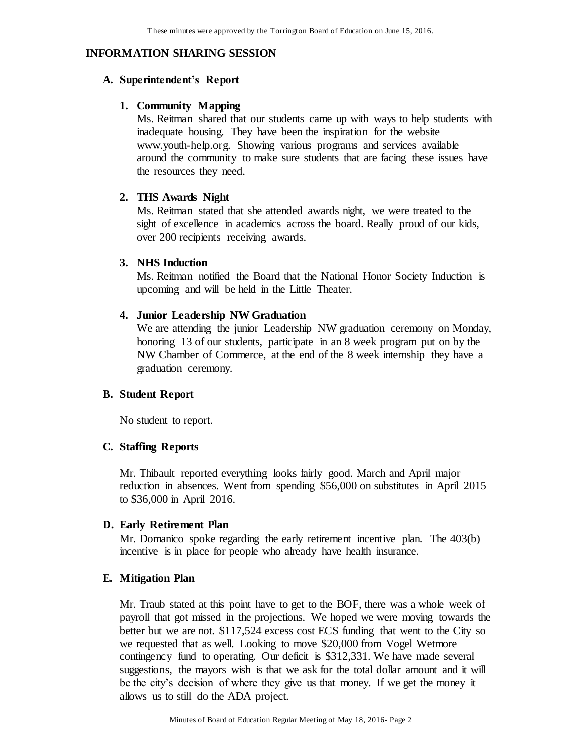## INFORMATION SHARING SESSION

### A. Superintendent's Report

**1. Community Mapping**

Ms. Reitman shared that our students came up with ways to help students with inadequate housing. They have been the inspiration for the website www.youth-help.org. Showing various programs and services available around the community to make sure students that are facing these issues have the resources they need.

**2. THS Awards Night**

Ms. Reitman stated that she attended awards night, we were treated to the sight of excellence in academics across the board. Really proud of our kids, over 200 recipients receiving awards.

**3. NHS Induction**

Ms. Reitman notified the Board that the National Honor Society Induction is upcoming and will be held in the Little Theater.

**4. Junior Leadership NW Graduation**

We are attending the junior Leadership NW graduation ceremony on Monday, honoring 13 of our students, participate in an 8 week program put on by the NW Chamber of Commerce, at the end of the 8 week internship they have a graduation ceremony.

### B. Student Report

No student to report.

### C. Staffing Reports

Mr. Thibault reported everything looks fairly good. March and April major reduction in absences. Went from spending $56,000 on substitutes in April 2015 to $36,000 in April 2016.

### D. Early Retirement Plan

Mr. Domanico spoke regarding the early retirement incentive plan. The 403(b) incentive is in place for people who already have health insurance.

### E. Mitigation Plan

Mr. Traub stated at this point have to get to the BOF, there was a whole week of payroll that got missed in the projections. We hoped we were moving towards the better but we are not. $117,524 excess cost ECS funding that went to the City so we requested that as well. Looking to move $20,000 from Vogel Wetmore contingency fund to operating. Our deficit is $312,331. We have made several suggestions, the mayors wish is that we ask for the total dollar amount and it will be the city's decision of where they give us that money. If we get the money it allows us to still do the ADA project.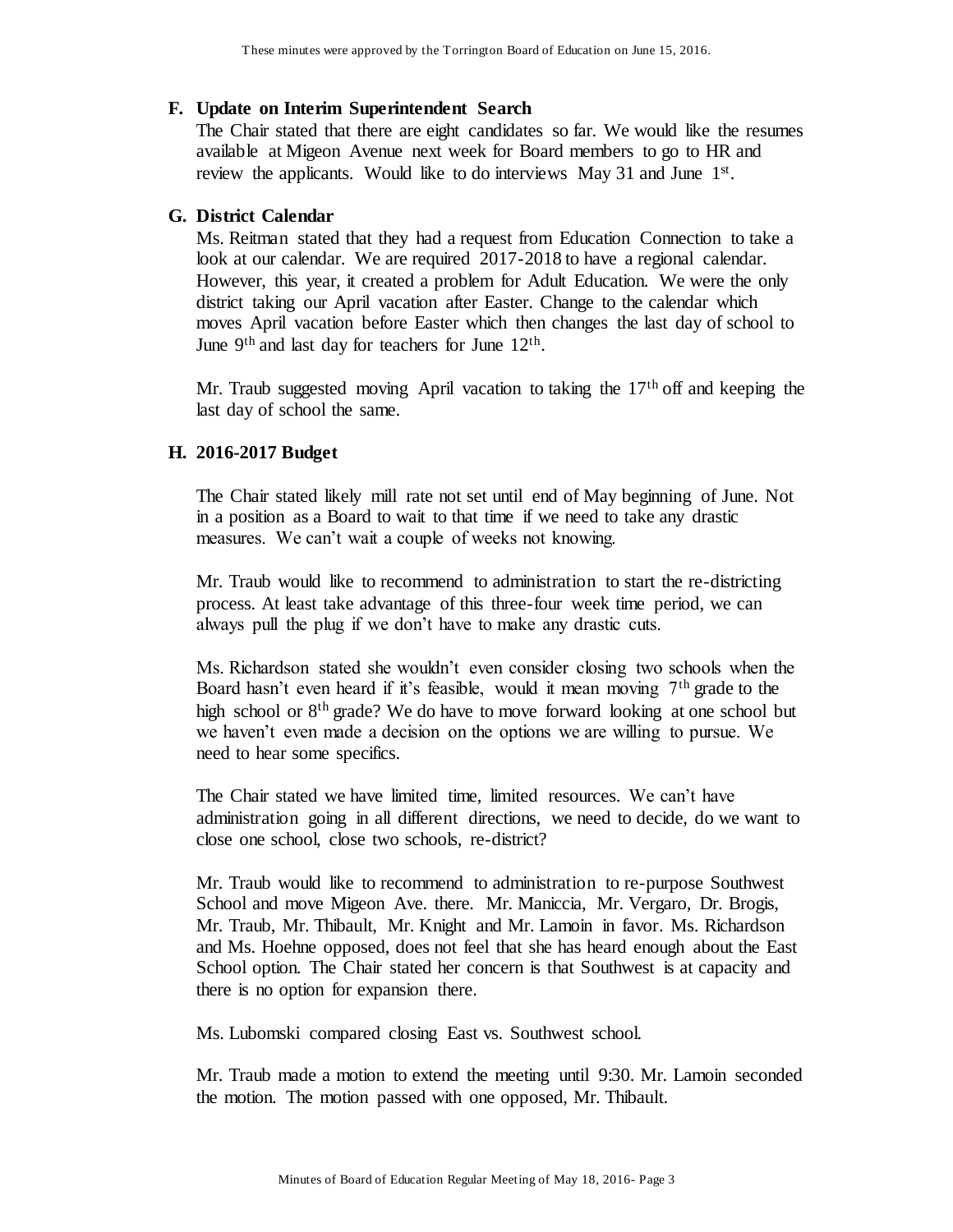**F. Update on Interim Superintendent Search**

The Chair stated that there are eight candidates so far. We would like the resumes available at Migeon Avenue next week for Board members to go to HR and review the applicants. Would like to do interviews May 31 and June 1st.

**G. District Calendar**

Ms. Reitman stated that they had a request from Education Connection to take a look at our calendar. We are required 2017-2018 to have a regional calendar. However, this year, it created a problem for Adult Education. We were the only district taking our April vacation after Easter. Change to the calendar which moves April vacation before Easter which then changes the last day of school to June 9th and last day for teachers for June 12th.

Mr. Traub suggested moving April vacation to taking the 17th off and keeping the last day of school the same.

**H. 2016-2017 Budget**

The Chair stated likely mill rate not set until end of May beginning of June. Not in a position as a Board to wait to that time if we need to take any drastic measures. We can't wait a couple of weeks not knowing.

Mr. Traub would like to recommend to administration to start the re-districting process. At least take advantage of this three-four week time period, we can always pull the plug if we don't have to make any drastic cuts.

Ms. Richardson stated she wouldn't even consider closing two schools when the Board hasn't even heard if it's feasible, would it mean moving 7th grade to the high school or 8th grade? We do have to move forward looking at one school but we haven't even made a decision on the options we are willing to pursue. We need to hear some specifics.

The Chair stated we have limited time, limited resources. We can't have administration going in all different directions, we need to decide, do we want to close one school, close two schools, re-district?

Mr. Traub would like to recommend to administration to re-purpose Southwest School and move Migeon Ave. there. Mr. Maniccia, Mr. Vergaro, Dr. Brogis, Mr. Traub, Mr. Thibault, Mr. Knight and Mr. Lamoin in favor. Ms. Richardson and Ms. Hoehne opposed, does not feel that she has heard enough about the East School option. The Chair stated her concern is that Southwest is at capacity and there is no option for expansion there.

Ms. Lubomski compared closing East vs. Southwest school.

Mr. Traub made a motion to extend the meeting until 9:30. Mr. Lamoin seconded the motion. The motion passed with one opposed, Mr. Thibault.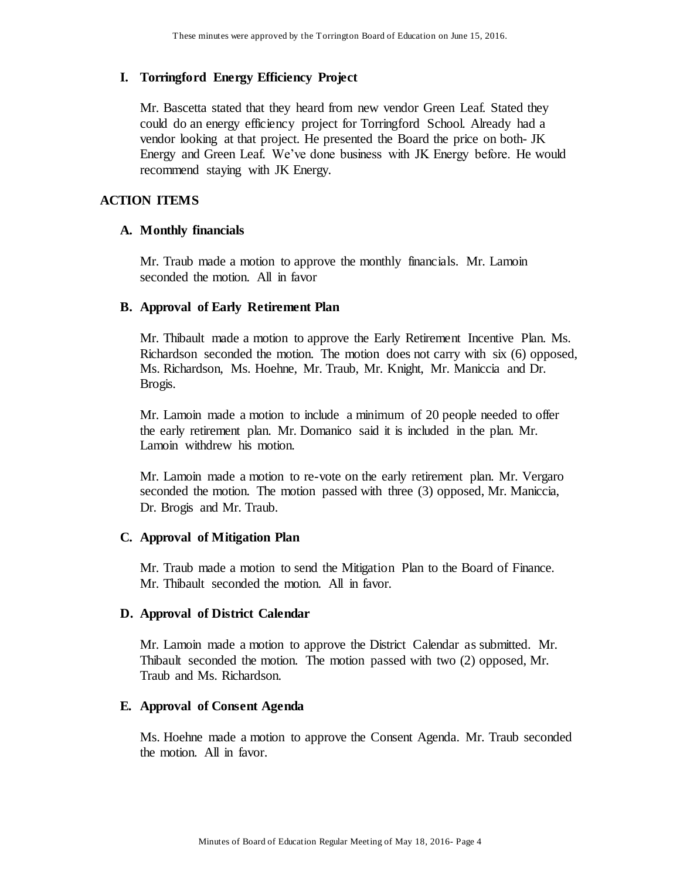### I. Torringford Energy Efficiency Project

Mr. Bascetta stated that they heard from new vendor Green Leaf. Stated they could do an energy efficiency project for Torringford School. Already had a vendor looking at that project. He presented the Board the price on both- JK Energy and Green Leaf. We've done business with JK Energy before. He would recommend staying with JK Energy.

## ACTION ITEMS

### A. Monthly financials

Mr. Traub made a motion to approve the monthly financials. Mr. Lamoin seconded the motion. All in favor

### B. Approval of Early Retirement Plan

Mr. Thibault made a motion to approve the Early Retirement Incentive Plan. Ms. Richardson seconded the motion. The motion does not carry with six (6) opposed, Ms. Richardson, Ms. Hoehne, Mr. Traub, Mr. Knight, Mr. Maniccia and Dr. Brogis.

Mr. Lamoin made a motion to include a minimum of 20 people needed to offer the early retirement plan. Mr. Domanico said it is included in the plan. Mr. Lamoin withdrew his motion.

Mr. Lamoin made a motion to re-vote on the early retirement plan. Mr. Vergaro seconded the motion. The motion passed with three (3) opposed, Mr. Maniccia, Dr. Brogis and Mr. Traub.

### C. Approval of Mitigation Plan

Mr. Traub made a motion to send the Mitigation Plan to the Board of Finance. Mr. Thibault seconded the motion. All in favor.

### D. Approval of District Calendar

Mr. Lamoin made a motion to approve the District Calendar as submitted. Mr. Thibault seconded the motion. The motion passed with two (2) opposed, Mr. Traub and Ms. Richardson.

### E. Approval of Consent Agenda

Ms. Hoehne made a motion to approve the Consent Agenda. Mr. Traub seconded the motion. All in favor.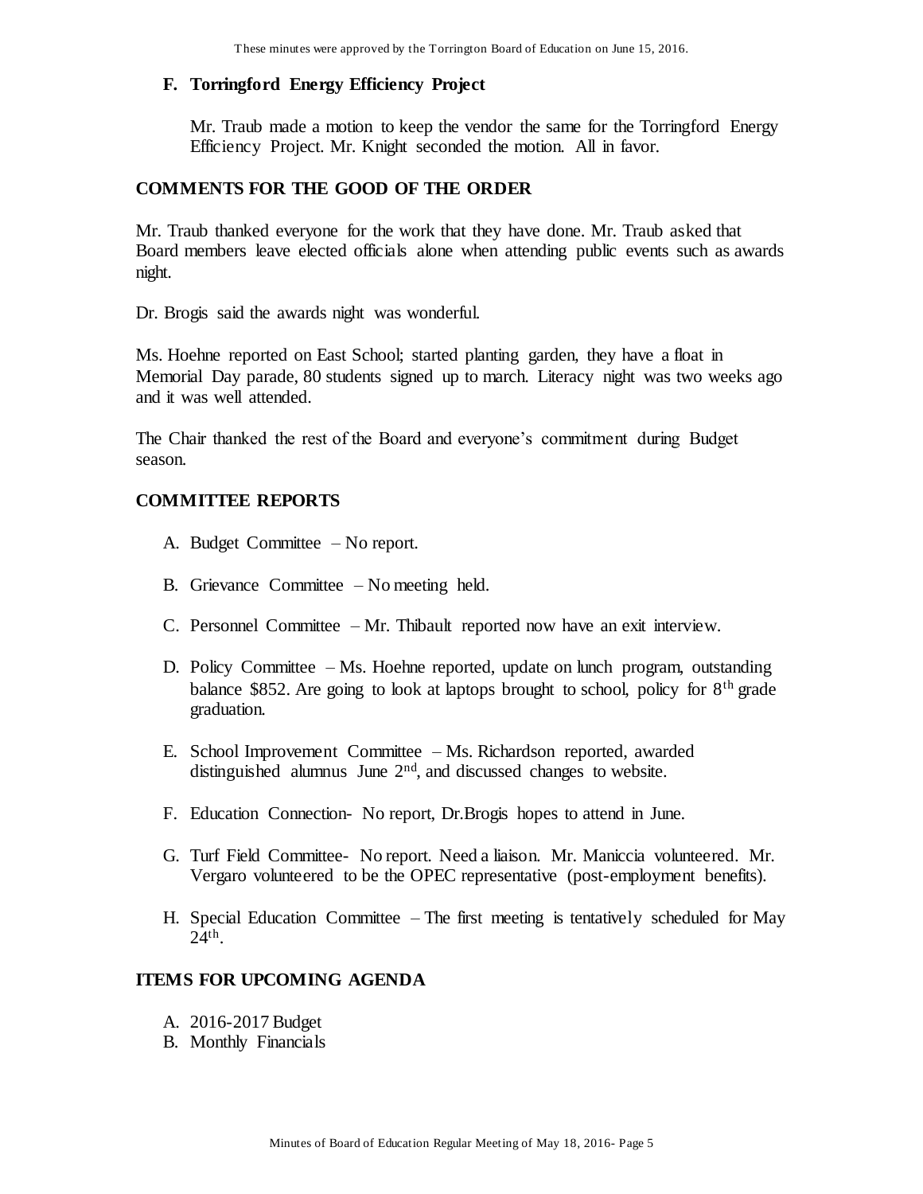### F. Torringford Energy Efficiency Project

Mr. Traub made a motion to keep the vendor the same for the Torringford Energy Efficiency Project. Mr. Knight seconded the motion. All in favor.

## COMMENTS FOR THE GOOD OF THE ORDER

Mr. Traub thanked everyone for the work that they have done. Mr. Traub asked that Board members leave elected officials alone when attending public events such as awards night.

Dr. Brogis said the awards night was wonderful.

Ms. Hoehne reported on East School; started planting garden, they have a float in Memorial Day parade, 80 students signed up to march. Literacy night was two weeks ago and it was well attended.

The Chair thanked the rest of the Board and everyone's commitment during Budget season.

## COMMITTEE REPORTS

A. Budget Committee – No report.

B. Grievance Committee – No meeting held.

C. Personnel Committee – Mr. Thibault reported now have an exit interview.

D. Policy Committee – Ms. Hoehne reported, update on lunch program, outstanding balance $852. Are going to look at laptops brought to school, policy for 8th grade graduation.

E. School Improvement Committee – Ms. Richardson reported, awarded distinguished alumnus June 2nd, and discussed changes to website.

F. Education Connection- No report, Dr.Brogis hopes to attend in June.

G. Turf Field Committee- No report. Need a liaison. Mr. Maniccia volunteered. Mr. Vergaro volunteered to be the OPEC representative (post-employment benefits).

H. Special Education Committee – The first meeting is tentatively scheduled for May 24th.

## ITEMS FOR UPCOMING AGENDA

A. 2016-2017 Budget
B. Monthly Financials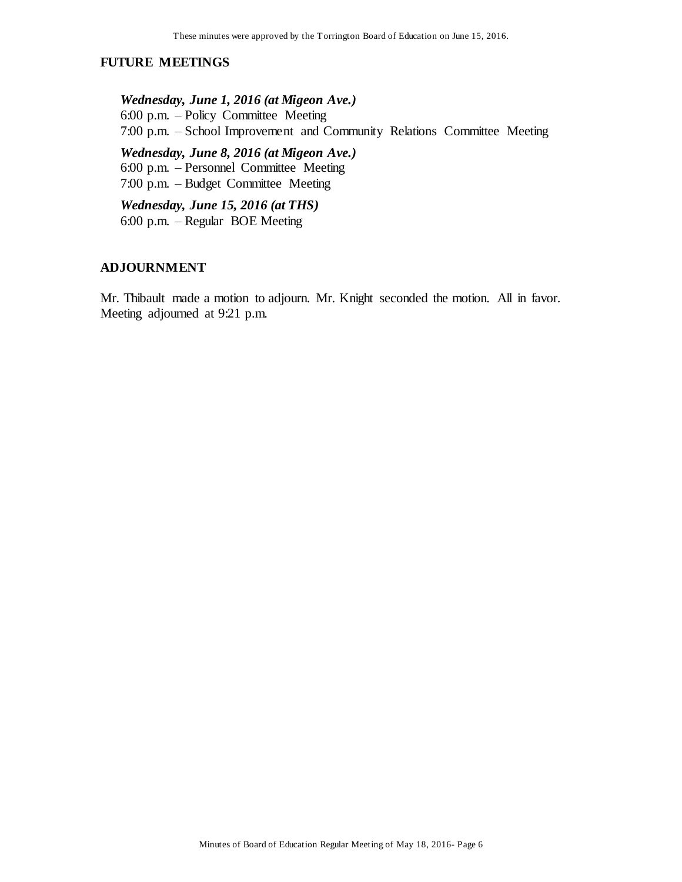## FUTURE MEETINGS

***Wednesday, June 1, 2016 (at Migeon Ave.)***
6:00 p.m. – Policy Committee Meeting
7:00 p.m. – School Improvement and Community Relations Committee Meeting

***Wednesday, June 8, 2016 (at Migeon Ave.)***
6:00 p.m. – Personnel Committee Meeting
7:00 p.m. – Budget Committee Meeting

***Wednesday, June 15, 2016 (at THS)***
6:00 p.m. – Regular BOE Meeting

## ADJOURNMENT

Mr. Thibault made a motion to adjourn. Mr. Knight seconded the motion. All in favor. Meeting adjourned at 9:21 p.m.